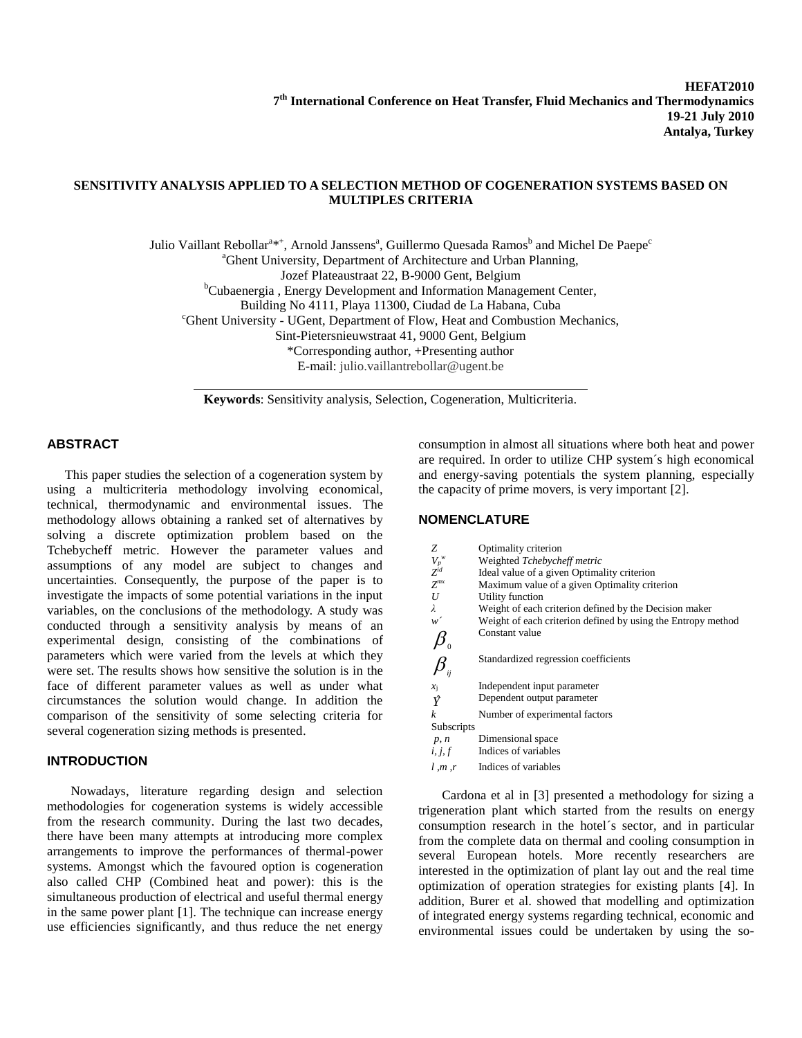HEFAT2010
7th International Conference on Heat Transfer, Fluid Mechanics and Thermodynamics
19-21 July 2010
Antalya, Turkey

# SENSITIVITY ANALYSIS APPLIED TO A SELECTION METHOD OF COGENERATION SYSTEMS BASED ON MULTIPLES CRITERIA

Julio Vaillant Rebollar[a]*[+], Arnold Janssens[a], Guillermo Quesada Ramos[b] and Michel De Paepe[c]
[a]Ghent University, Department of Architecture and Urban Planning,
Jozef Plateaustraat 22, B-9000 Gent, Belgium
[b]Cubaenergia , Energy Development and Information Management Center,
Building No 4111, Playa 11300, Ciudad de La Habana, Cuba
[c]Ghent University - UGent, Department of Flow, Heat and Combustion Mechanics,
Sint-Pietersnieuwstraat 41, 9000 Gent, Belgium
*Corresponding author, +Presenting author
E-mail: julio.vaillantrebollar@ugent.be

**Keywords**: Sensitivity analysis, Selection, Cogeneration, Multicriteria.

## ABSTRACT

This paper studies the selection of a cogeneration system by using a multicriteria methodology involving economical, technical, thermodynamic and environmental issues. The methodology allows obtaining a ranked set of alternatives by solving a discrete optimization problem based on the Tchebycheff metric. However the parameter values and assumptions of any model are subject to changes and uncertainties. Consequently, the purpose of the paper is to investigate the impacts of some potential variations in the input variables, on the conclusions of the methodology. A study was conducted through a sensitivity analysis by means of an experimental design, consisting of the combinations of parameters which were varied from the levels at which they were set. The results shows how sensitive the solution is in the face of different parameter values as well as under what circumstances the solution would change. In addition the comparison of the sensitivity of some selecting criteria for several cogeneration sizing methods is presented.

## INTRODUCTION

Nowadays, literature regarding design and selection methodologies for cogeneration systems is widely accessible from the research community. During the last two decades, there have been many attempts at introducing more complex arrangements to improve the performances of thermal-power systems. Amongst which the favoured option is cogeneration also called CHP (Combined heat and power): this is the simultaneous production of electrical and useful thermal energy in the same power plant [1]. The technique can increase energy use efficiencies significantly, and thus reduce the net energy consumption in almost all situations where both heat and power are required. In order to utilize CHP system´s high economical and energy-saving potentials the system planning, especially the capacity of prime movers, is very important [2].

## NOMENCLATURE

| | |
|---|---|
| $Z$ | Optimality criterion |
| $V_p^w$ | Weighted *Tchebycheff metric* |
| $Z^{id}$ | Ideal value of a given Optimality criterion |
| $Z^{mx}$ | Maximum value of a given Optimality criterion |
| $U$ | Utility function |
| $\lambda$ | Weight of each criterion defined by the Decision maker |
| $w'$ | Weight of each criterion defined by using the Entropy method |
| $\beta_0$ | Constant value |
| $\beta_{ij}$ | Standardized regression coefficients |
| $x_j$ | Independent input parameter |
| $\hat{Y}$ | Dependent output parameter |
| $k$ | Number of experimental factors |
| Subscripts | |
| $p, n$ | Dimensional space |
| $i, j, f$ | Indices of variables |
| $l, m, r$ | Indices of variables |

Cardona et al in [3] presented a methodology for sizing a trigeneration plant which started from the results on energy consumption research in the hotel´s sector, and in particular from the complete data on thermal and cooling consumption in several European hotels. More recently researchers are interested in the optimization of plant lay out and the real time optimization of operation strategies for existing plants [4]. In addition, Burer et al. showed that modelling and optimization of integrated energy systems regarding technical, economic and environmental issues could be undertaken by using the so-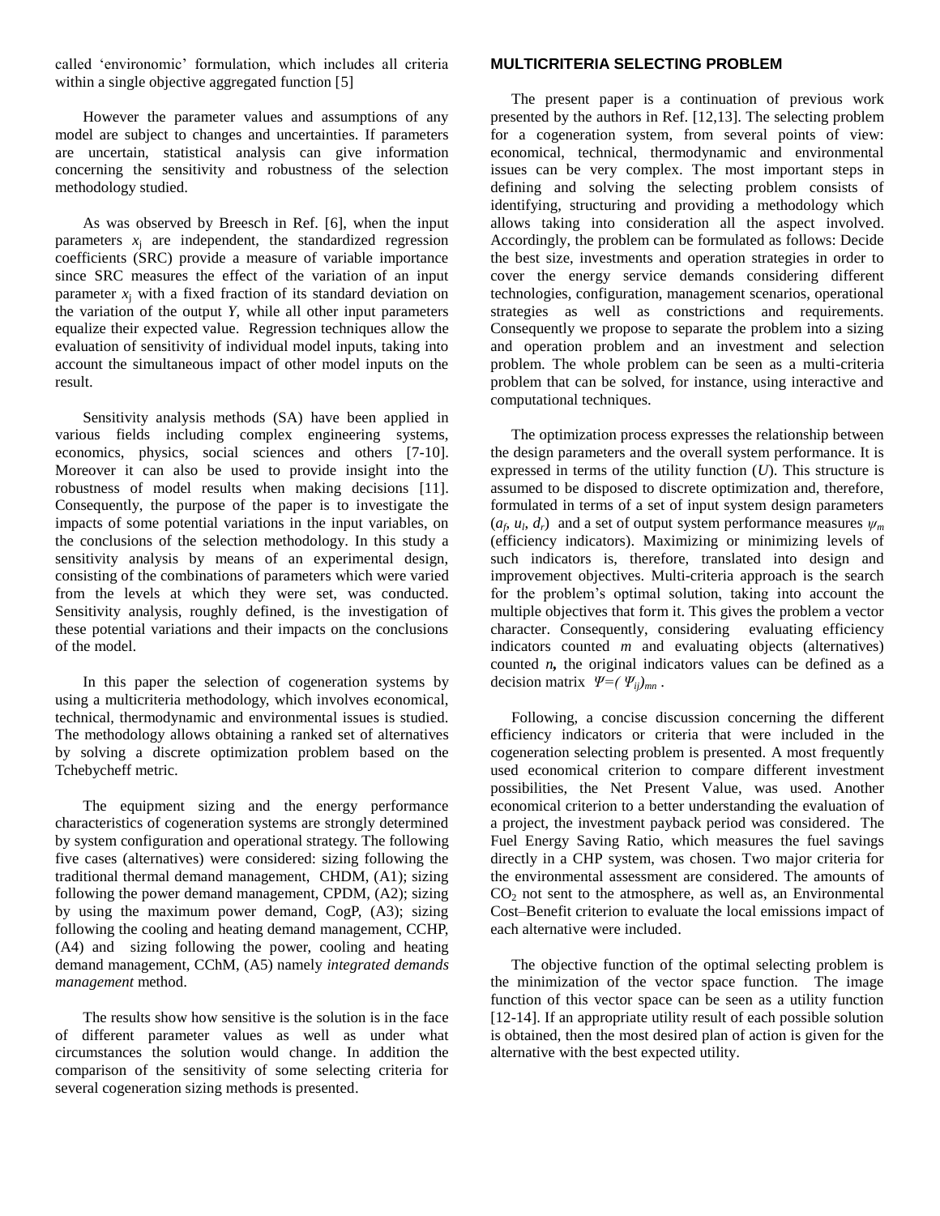called 'environomic' formulation, which includes all criteria within a single objective aggregated function [5]

However the parameter values and assumptions of any model are subject to changes and uncertainties. If parameters are uncertain, statistical analysis can give information concerning the sensitivity and robustness of the selection methodology studied.

As was observed by Breesch in Ref. [6], when the input parameters $x_j$ are independent, the standardized regression coefficients (SRC) provide a measure of variable importance since SRC measures the effect of the variation of an input parameter $x_j$ with a fixed fraction of its standard deviation on the variation of the output $Y$, while all other input parameters equalize their expected value. Regression techniques allow the evaluation of sensitivity of individual model inputs, taking into account the simultaneous impact of other model inputs on the result.

Sensitivity analysis methods (SA) have been applied in various fields including complex engineering systems, economics, physics, social sciences and others [7-10]. Moreover it can also be used to provide insight into the robustness of model results when making decisions [11]. Consequently, the purpose of the paper is to investigate the impacts of some potential variations in the input variables, on the conclusions of the selection methodology. In this study a sensitivity analysis by means of an experimental design, consisting of the combinations of parameters which were varied from the levels at which they were set, was conducted. Sensitivity analysis, roughly defined, is the investigation of these potential variations and their impacts on the conclusions of the model.

In this paper the selection of cogeneration systems by using a multicriteria methodology, which involves economical, technical, thermodynamic and environmental issues is studied. The methodology allows obtaining a ranked set of alternatives by solving a discrete optimization problem based on the Tchebycheff metric.

The equipment sizing and the energy performance characteristics of cogeneration systems are strongly determined by system configuration and operational strategy. The following five cases (alternatives) were considered: sizing following the traditional thermal demand management, CHDM, (A1); sizing following the power demand management, CPDM, (A2); sizing by using the maximum power demand, CogP, (A3); sizing following the cooling and heating demand management, CCHP, (A4) and sizing following the power, cooling and heating demand management, CChM, (A5) namely *integrated demands management* method.

The results show how sensitive is the solution is in the face of different parameter values as well as under what circumstances the solution would change. In addition the comparison of the sensitivity of some selecting criteria for several cogeneration sizing methods is presented.

## MULTICRITERIA SELECTING PROBLEM

The present paper is a continuation of previous work presented by the authors in Ref. [12,13]. The selecting problem for a cogeneration system, from several points of view: economical, technical, thermodynamic and environmental issues can be very complex. The most important steps in defining and solving the selecting problem consists of identifying, structuring and providing a methodology which allows taking into consideration all the aspect involved. Accordingly, the problem can be formulated as follows: Decide the best size, investments and operation strategies in order to cover the energy service demands considering different technologies, configuration, management scenarios, operational strategies as well as constrictions and requirements. Consequently we propose to separate the problem into a sizing and operation problem and an investment and selection problem. The whole problem can be seen as a multi-criteria problem that can be solved, for instance, using interactive and computational techniques.

The optimization process expresses the relationship between the design parameters and the overall system performance. It is expressed in terms of the utility function ($U$). This structure is assumed to be disposed to discrete optimization and, therefore, formulated in terms of a set of input system design parameters ($a_f$, $u_l$, $d_r$) and a set of output system performance measures $\psi_m$ (efficiency indicators). Maximizing or minimizing levels of such indicators is, therefore, translated into design and improvement objectives. Multi-criteria approach is the search for the problem's optimal solution, taking into account the multiple objectives that form it. This gives the problem a vector character. Consequently, considering evaluating efficiency indicators counted $m$ and evaluating objects (alternatives) counted $n$**,** the original indicators values can be defined as a decision matrix $\Psi=(\Psi_{ij})_{mn}$ .

Following, a concise discussion concerning the different efficiency indicators or criteria that were included in the cogeneration selecting problem is presented. A most frequently used economical criterion to compare different investment possibilities, the Net Present Value, was used. Another economical criterion to a better understanding the evaluation of a project, the investment payback period was considered. The Fuel Energy Saving Ratio, which measures the fuel savings directly in a CHP system, was chosen. Two major criteria for the environmental assessment are considered. The amounts of $CO_2$ not sent to the atmosphere, as well as, an Environmental Cost–Benefit criterion to evaluate the local emissions impact of each alternative were included.

The objective function of the optimal selecting problem is the minimization of the vector space function. The image function of this vector space can be seen as a utility function [12-14]. If an appropriate utility result of each possible solution is obtained, then the most desired plan of action is given for the alternative with the best expected utility.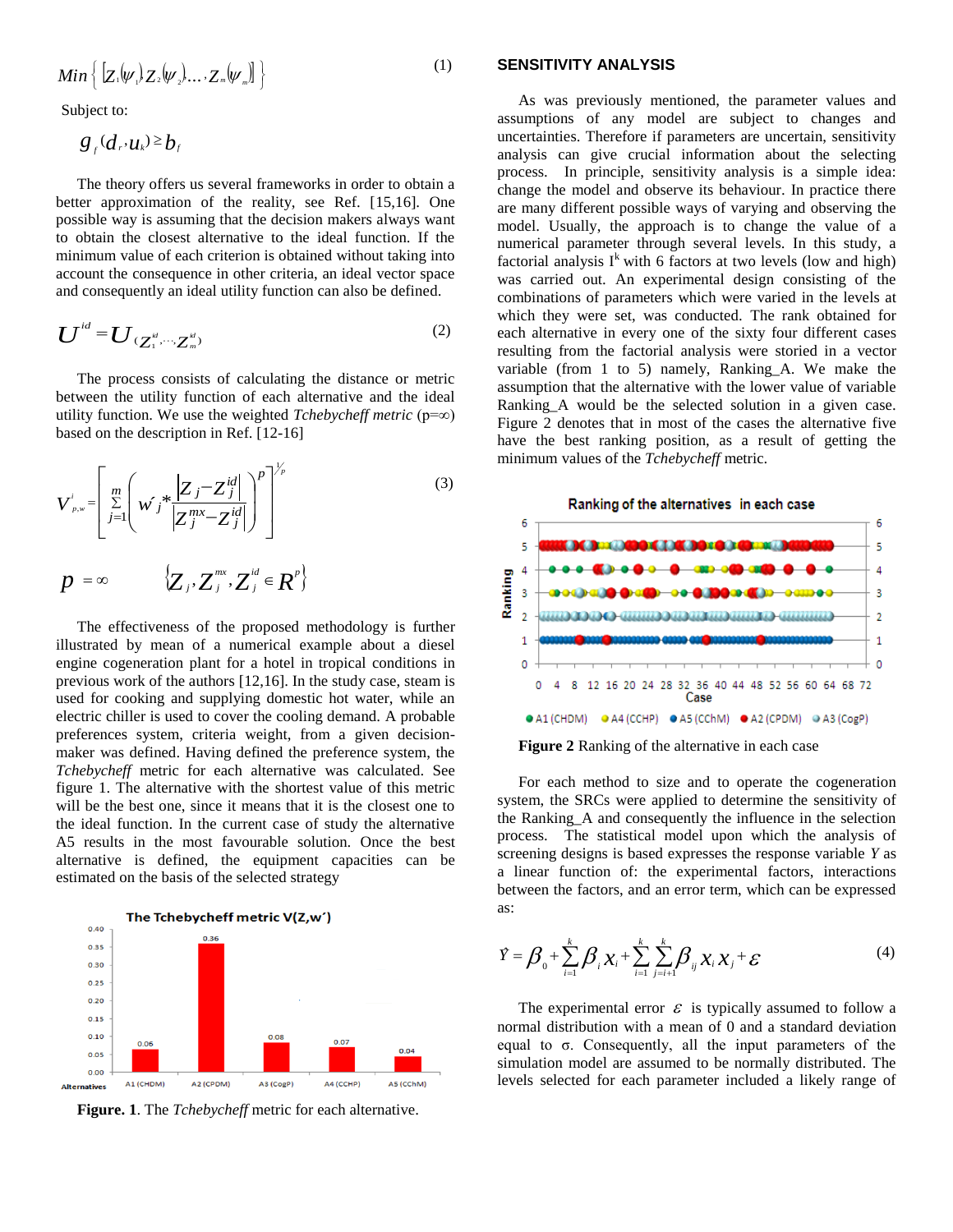$$Min\left\{\left[Z_1(\psi_1)Z_2(\psi_2)\ldots Z_m(\psi_m)\right]\right\} \tag{1}$$

Subject to:

$$g_f(d_r, u_k) \geq b_f$$

The theory offers us several frameworks in order to obtain a better approximation of the reality, see Ref. [15,16]. One possible way is assuming that the decision makers always want to obtain the closest alternative to the ideal function. If the minimum value of each criterion is obtained without taking into account the consequence in other criteria, an ideal vector space and consequently an ideal utility function can also be defined.

$$U^{id} = U_{(Z_1^{id},\ldots,Z_m^{id})} \tag{2}$$

The process consists of calculating the distance or metric between the utility function of each alternative and the ideal utility function. We use the weighted *Tchebycheff metric* (p=∞) based on the description in Ref. [12-16]

$$V^i_{p,w} = \left[\sum_{j=1}^{m}\left(w'_j * \frac{\left|Z_j - Z_j^{id}\right|}{\left|Z_j^{mx} - Z_j^{id}\right|}\right)^p\right]^{1/p} \tag{3}$$

$$p = \infty \qquad \{Z_j, Z_j^{mx}, Z_j^{id} \in R^p\}$$

The effectiveness of the proposed methodology is further illustrated by mean of a numerical example about a diesel engine cogeneration plant for a hotel in tropical conditions in previous work of the authors [12,16]. In the study case, steam is used for cooking and supplying domestic hot water, while an electric chiller is used to cover the cooling demand. A probable preferences system, criteria weight, from a given decision-maker was defined. Having defined the preference system, the *Tchebycheff* metric for each alternative was calculated. See figure 1. The alternative with the shortest value of this metric will be the best one, since it means that it is the closest one to the ideal function. In the current case of study the alternative A5 results in the most favourable solution. Once the best alternative is defined, the equipment capacities can be estimated on the basis of the selected strategy

**Figure. 1**. The *Tchebycheff* metric for each alternative.

## SENSITIVITY ANALYSIS

As was previously mentioned, the parameter values and assumptions of any model are subject to changes and uncertainties. Therefore if parameters are uncertain, sensitivity analysis can give crucial information about the selecting process. In principle, sensitivity analysis is a simple idea: change the model and observe its behaviour. In practice there are many different possible ways of varying and observing the model. Usually, the approach is to change the value of a numerical parameter through several levels. In this study, a factorial analysis $I^k$ with 6 factors at two levels (low and high) was carried out. An experimental design consisting of the combinations of parameters which were varied in the levels at which they were set, was conducted. The rank obtained for each alternative in every one of the sixty four different cases resulting from the factorial analysis were stored in a vector variable (from 1 to 5) namely, Ranking_A. We make the assumption that the alternative with the lower value of variable Ranking_A would be the selected solution in a given case. Figure 2 denotes that in most of the cases the alternative five have the best ranking position, as a result of getting the minimum values of the *Tchebycheff* metric.

**Figure 2** Ranking of the alternative in each case

For each method to size and to operate the cogeneration system, the SRCs were applied to determine the sensitivity of the Ranking_A and consequently the influence in the selection process. The statistical model upon which the analysis of screening designs is based expresses the response variable *Y* as a linear function of: the experimental factors, interactions between the factors, and an error term, which can be expressed as:

$$\hat{Y} = \beta_0 + \sum_{i=1}^{k}\beta_i x_i + \sum_{i=1}^{k}\sum_{j=i+1}^{k}\beta_{ij} x_i x_j + \varepsilon \tag{4}$$

The experimental error $\varepsilon$ is typically assumed to follow a normal distribution with a mean of 0 and a standard deviation equal to σ. Consequently, all the input parameters of the simulation model are assumed to be normally distributed. The levels selected for each parameter included a likely range of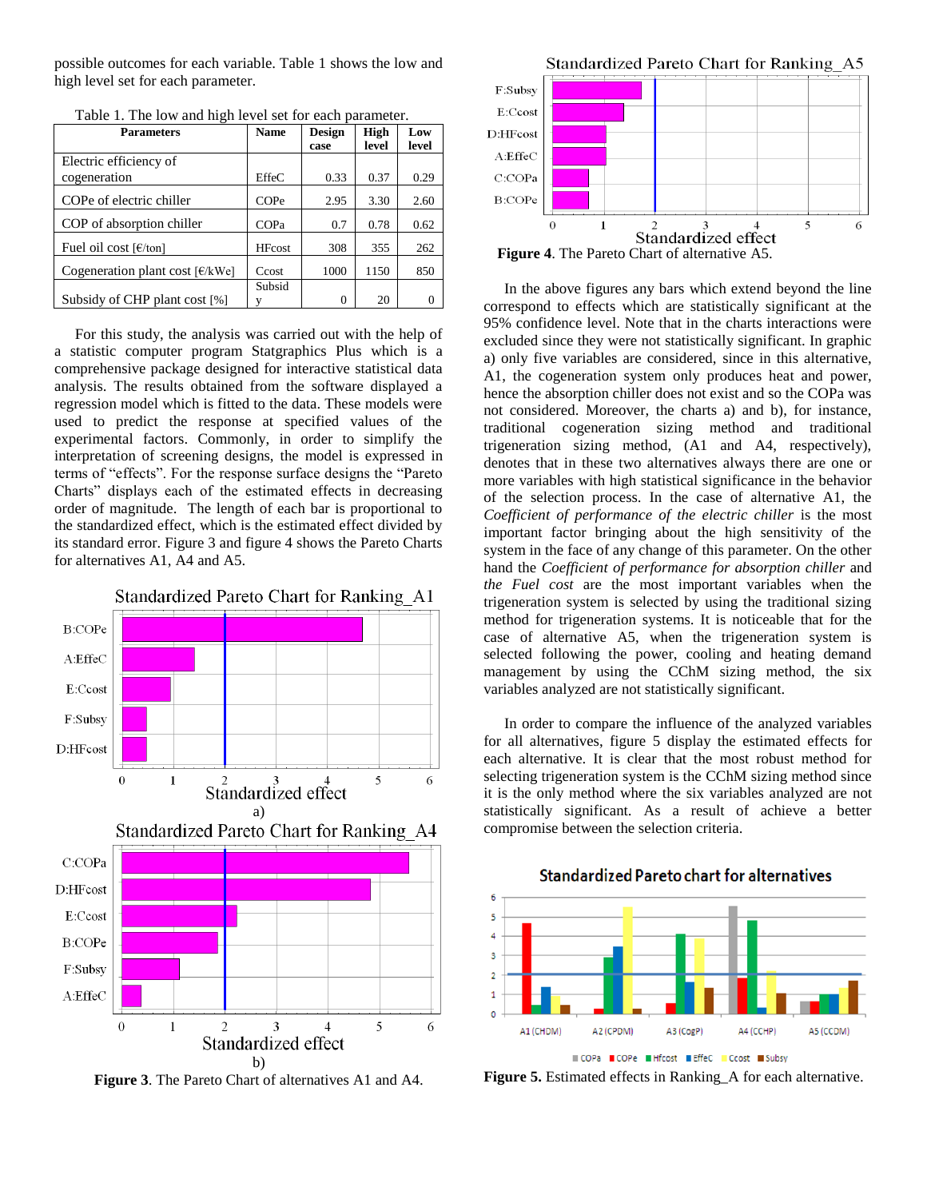possible outcomes for each variable. Table 1 shows the low and high level set for each parameter.

Table 1. The low and high level set for each parameter.

| Parameters | Name | Design case | High level | Low level |
|---|---|---|---|---|
| Electric efficiency of cogeneration | EffeC | 0.33 | 0.37 | 0.29 |
| COPe of electric chiller | COPe | 2.95 | 3.30 | 2.60 |
| COP of absorption chiller | COPa | 0.7 | 0.78 | 0.62 |
| Fuel oil cost [€/ton] | HFcost | 308 | 355 | 262 |
| Cogeneration plant cost [€/kWe] | Ccost | 1000 | 1150 | 850 |
| Subsidy of CHP plant cost [%] | Subsidy | 0 | 20 | 0 |

For this study, the analysis was carried out with the help of a statistic computer program Statgraphics Plus which is a comprehensive package designed for interactive statistical data analysis. The results obtained from the software displayed a regression model which is fitted to the data. These models were used to predict the response at specified values of the experimental factors. Commonly, in order to simplify the interpretation of screening designs, the model is expressed in terms of "effects". For the response surface designs the "Pareto Charts" displays each of the estimated effects in decreasing order of magnitude. The length of each bar is proportional to the standardized effect, which is the estimated effect divided by its standard error. Figure 3 and figure 4 shows the Pareto Charts for alternatives A1, A4 and A5.

a)

b)

**Figure 3**. The Pareto Chart of alternatives A1 and A4.

**Figure 4**. The Pareto Chart of alternative A5.

In the above figures any bars which extend beyond the line correspond to effects which are statistically significant at the 95% confidence level. Note that in the charts interactions were excluded since they were not statistically significant. In graphic a) only five variables are considered, since in this alternative, A1, the cogeneration system only produces heat and power, hence the absorption chiller does not exist and so the COPa was not considered. Moreover, the charts a) and b), for instance, traditional cogeneration sizing method and traditional trigeneration sizing method, (A1 and A4, respectively), denotes that in these two alternatives always there are one or more variables with high statistical significance in the behavior of the selection process. In the case of alternative A1, the *Coefficient of performance of the electric chiller* is the most important factor bringing about the high sensitivity of the system in the face of any change of this parameter. On the other hand the *Coefficient of performance for absorption chiller* and *the Fuel cost* are the most important variables when the trigeneration system is selected by using the traditional sizing method for trigeneration systems. It is noticeable that for the case of alternative A5, when the trigeneration system is selected following the power, cooling and heating demand management by using the CChM sizing method, the six variables analyzed are not statistically significant.

In order to compare the influence of the analyzed variables for all alternatives, figure 5 display the estimated effects for each alternative. It is clear that the most robust method for selecting trigeneration system is the CChM sizing method since it is the only method where the six variables analyzed are not statistically significant. As a result of achieve a better compromise between the selection criteria.

**Figure 5.** Estimated effects in Ranking_A for each alternative.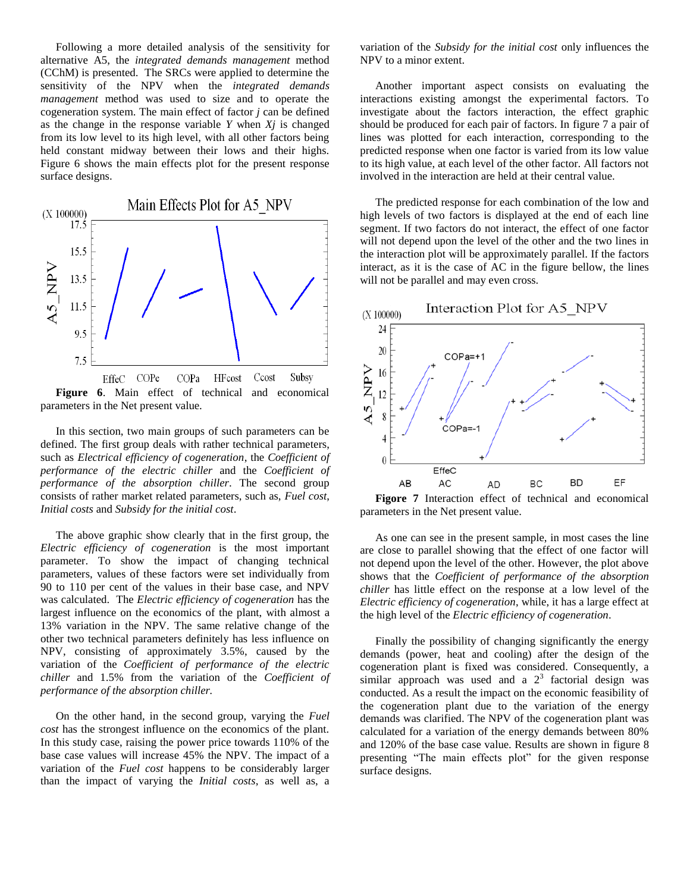Following a more detailed analysis of the sensitivity for alternative A5, the *integrated demands management* method (CChM) is presented. The SRCs were applied to determine the sensitivity of the NPV when the *integrated demands management* method was used to size and to operate the cogeneration system. The main effect of factor *j* can be defined as the change in the response variable *Y* when *Xj* is changed from its low level to its high level, with all other factors being held constant midway between their lows and their highs. Figure 6 shows the main effects plot for the present response surface designs.

**Figure 6**. Main effect of technical and economical parameters in the Net present value.

In this section, two main groups of such parameters can be defined. The first group deals with rather technical parameters, such as *Electrical efficiency of cogeneration*, the *Coefficient of performance of the electric chiller* and the *Coefficient of performance of the absorption chiller*. The second group consists of rather market related parameters, such as, *Fuel cost*, *Initial costs* and *Subsidy for the initial cost*.

The above graphic show clearly that in the first group, the *Electric efficiency of cogeneration* is the most important parameter. To show the impact of changing technical parameters, values of these factors were set individually from 90 to 110 per cent of the values in their base case, and NPV was calculated. The *Electric efficiency of cogeneration* has the largest influence on the economics of the plant, with almost a 13% variation in the NPV. The same relative change of the other two technical parameters definitely has less influence on NPV, consisting of approximately 3.5%, caused by the variation of the *Coefficient of performance of the electric chiller* and 1.5% from the variation of the *Coefficient of performance of the absorption chiller.*

On the other hand, in the second group, varying the *Fuel cost* has the strongest influence on the economics of the plant. In this study case, raising the power price towards 110% of the base case values will increase 45% the NPV. The impact of a variation of the *Fuel cost* happens to be considerably larger than the impact of varying the *Initial costs*, as well as, a variation of the *Subsidy for the initial cost* only influences the NPV to a minor extent.

Another important aspect consists on evaluating the interactions existing amongst the experimental factors. To investigate about the factors interaction, the effect graphic should be produced for each pair of factors. In figure 7 a pair of lines was plotted for each interaction, corresponding to the predicted response when one factor is varied from its low value to its high value, at each level of the other factor. All factors not involved in the interaction are held at their central value.

The predicted response for each combination of the low and high levels of two factors is displayed at the end of each line segment. If two factors do not interact, the effect of one factor will not depend upon the level of the other and the two lines in the interaction plot will be approximately parallel. If the factors interact, as it is the case of AC in the figure bellow, the lines will not be parallel and may even cross.

**Figure 7** Interaction effect of technical and economical parameters in the Net present value.

As one can see in the present sample, in most cases the line are close to parallel showing that the effect of one factor will not depend upon the level of the other. However, the plot above shows that the *Coefficient of performance of the absorption chiller* has little effect on the response at a low level of the *Electric efficiency of cogeneration*, while, it has a large effect at the high level of the *Electric efficiency of cogeneration*.

Finally the possibility of changing significantly the energy demands (power, heat and cooling) after the design of the cogeneration plant is fixed was considered. Consequently, a similar approach was used and a $2^3$ factorial design was conducted. As a result the impact on the economic feasibility of the cogeneration plant due to the variation of the energy demands was clarified. The NPV of the cogeneration plant was calculated for a variation of the energy demands between 80% and 120% of the base case value. Results are shown in figure 8 presenting "The main effects plot" for the given response surface designs.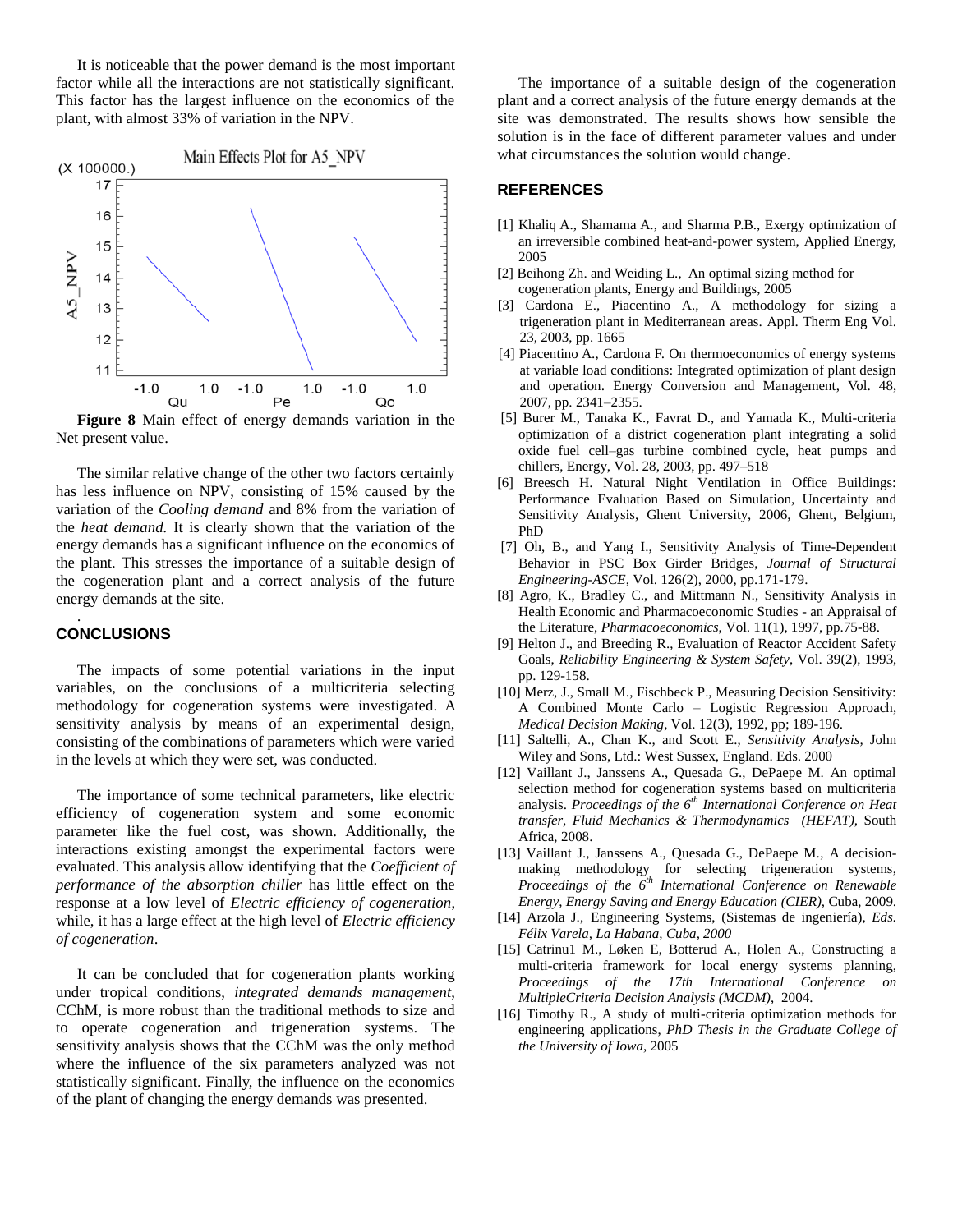It is noticeable that the power demand is the most important factor while all the interactions are not statistically significant. This factor has the largest influence on the economics of the plant, with almost 33% of variation in the NPV.

Main Effects Plot for A5_NPV

(X 100000.)

A5_NPV

17
16
15
14
13
12
11

-1.0 1.0 -1.0 1.0 -1.0 1.0

Qu Pe Qo

**Figure 8** Main effect of energy demands variation in the Net present value.

The similar relative change of the other two factors certainly has less influence on NPV, consisting of 15% caused by the variation of the *Cooling demand* and 8% from the variation of the *heat demand.* It is clearly shown that the variation of the energy demands has a significant influence on the economics of the plant. This stresses the importance of a suitable design of the cogeneration plant and a correct analysis of the future energy demands at the site.

## CONCLUSIONS

The impacts of some potential variations in the input variables, on the conclusions of a multicriteria selecting methodology for cogeneration systems were investigated. A sensitivity analysis by means of an experimental design, consisting of the combinations of parameters which were varied in the levels at which they were set, was conducted.

The importance of some technical parameters, like electric efficiency of cogeneration system and some economic parameter like the fuel cost, was shown. Additionally, the interactions existing amongst the experimental factors were evaluated. This analysis allow identifying that the *Coefficient of performance of the absorption chiller* has little effect on the response at a low level of *Electric efficiency of cogeneration,* while, it has a large effect at the high level of *Electric efficiency of cogeneration*.

It can be concluded that for cogeneration plants working under tropical conditions, *integrated demands management*, CChM, is more robust than the traditional methods to size and to operate cogeneration and trigeneration systems. The sensitivity analysis shows that the CChM was the only method where the influence of the six parameters analyzed was not statistically significant. Finally, the influence on the economics of the plant of changing the energy demands was presented.

The importance of a suitable design of the cogeneration plant and a correct analysis of the future energy demands at the site was demonstrated. The results shows how sensible the solution is in the face of different parameter values and under what circumstances the solution would change.

## REFERENCES

[1] Khaliq A., Shamama A., and Sharma P.B., Exergy optimization of an irreversible combined heat-and-power system, Applied Energy, 2005

[2] Beihong Zh. and Weiding L., An optimal sizing method for cogeneration plants, Energy and Buildings, 2005

[3] Cardona E., Piacentino A., A methodology for sizing a trigeneration plant in Mediterranean areas. Appl. Therm Eng Vol. 23, 2003, pp. 1665

[4] Piacentino A., Cardona F. On thermoeconomics of energy systems at variable load conditions: Integrated optimization of plant design and operation. Energy Conversion and Management, Vol. 48, 2007, pp. 2341–2355.

[5] Burer M., Tanaka K., Favrat D., and Yamada K., Multi-criteria optimization of a district cogeneration plant integrating a solid oxide fuel cell–gas turbine combined cycle, heat pumps and chillers, Energy, Vol. 28, 2003, pp. 497–518

[6] Breesch H. Natural Night Ventilation in Office Buildings: Performance Evaluation Based on Simulation, Uncertainty and Sensitivity Analysis, Ghent University, 2006, Ghent, Belgium, PhD

[7] Oh, B., and Yang I., Sensitivity Analysis of Time-Dependent Behavior in PSC Box Girder Bridges, *Journal of Structural Engineering-ASCE*, Vol. 126(2), 2000, pp.171-179.

[8] Agro, K., Bradley C., and Mittmann N., Sensitivity Analysis in Health Economic and Pharmacoeconomic Studies - an Appraisal of the Literature, *Pharmacoeconomics,* Vol. 11(1), 1997, pp.75-88.

[9] Helton J., and Breeding R., Evaluation of Reactor Accident Safety Goals, *Reliability Engineering & System Safety*, Vol. 39(2), 1993, pp. 129-158.

[10] Merz, J., Small M., Fischbeck P., Measuring Decision Sensitivity: A Combined Monte Carlo – Logistic Regression Approach, *Medical Decision Making*, Vol. 12(3), 1992, pp; 189-196.

[11] Saltelli, A., Chan K., and Scott E., *Sensitivity Analysis,* John Wiley and Sons, Ltd.: West Sussex, England. Eds. 2000

[12] Vaillant J., Janssens A., Quesada G., DePaepe M. An optimal selection method for cogeneration systems based on multicriteria analysis. *Proceedings of the 6th International Conference on Heat transfer, Fluid Mechanics & Thermodynamics (HEFAT),* South Africa, 2008.

[13] Vaillant J., Janssens A., Quesada G., DePaepe M., A decision-making methodology for selecting trigeneration systems, *Proceedings of the 6th International Conference on Renewable Energy, Energy Saving and Energy Education (CIER),* Cuba, 2009.

[14] Arzola J., Engineering Systems, (Sistemas de ingeniería)*, Eds. Félix Varela, La Habana, Cuba, 2000*

[15] Catrinu1 M., Løken E, Botterud A., Holen A., Constructing a multi-criteria framework for local energy systems planning, *Proceedings of the 17th International Conference on MultipleCriteria Decision Analysis (MCDM),* 2004.

[16] Timothy R., A study of multi-criteria optimization methods for engineering applications, *PhD Thesis in the Graduate College of the University of Iowa,* 2005